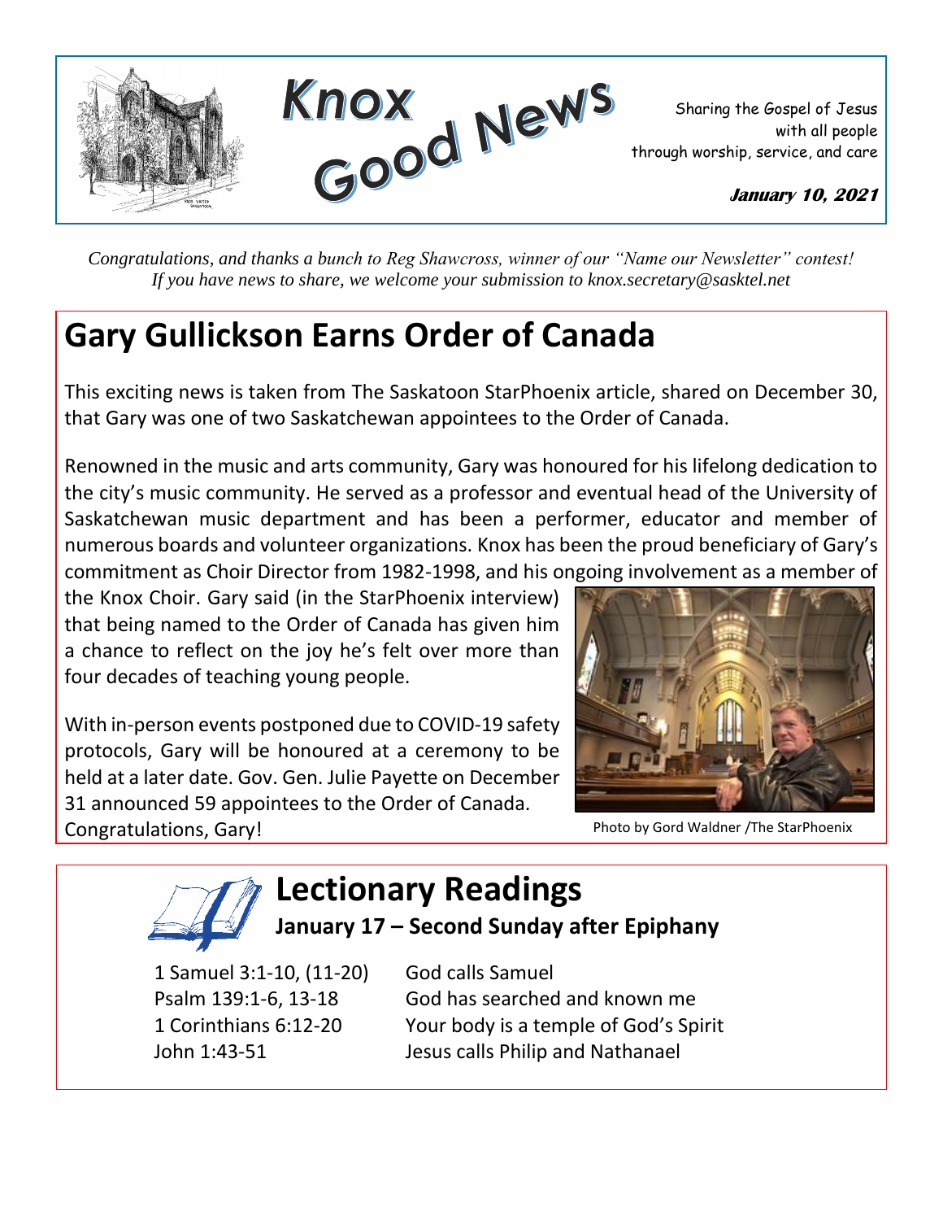# Knox Good News

Sharing the Gospel of Jesus with all people through worship, service, and care

**January 10, 2021**

*Congratulations, and thanks a bunch to Reg Shawcross, winner of our "Name our Newsletter" contest! If you have news to share, we welcome your submission to knox.secretary@sasktel.net*

## Gary Gullickson Earns Order of Canada

This exciting news is taken from The Saskatoon StarPhoenix article, shared on December 30, that Gary was one of two Saskatchewan appointees to the Order of Canada.

Renowned in the music and arts community, Gary was honoured for his lifelong dedication to the city's music community. He served as a professor and eventual head of the University of Saskatchewan music department and has been a performer, educator and member of numerous boards and volunteer organizations. Knox has been the proud beneficiary of Gary's commitment as Choir Director from 1982-1998, and his ongoing involvement as a member of the Knox Choir. Gary said (in the StarPhoenix interview) that being named to the Order of Canada has given him a chance to reflect on the joy he's felt over more than four decades of teaching young people.

With in-person events postponed due to COVID-19 safety protocols, Gary will be honoured at a ceremony to be held at a later date. Gov. Gen. Julie Payette on December 31 announced 59 appointees to the Order of Canada. Congratulations, Gary!

Photo by Gord Waldner /The StarPhoenix

## Lectionary Readings

### January 17 – Second Sunday after Epiphany

| | |
|---|---|
| 1 Samuel 3:1-10, (11-20) | God calls Samuel |
| Psalm 139:1-6, 13-18 | God has searched and known me |
| 1 Corinthians 6:12-20 | Your body is a temple of God's Spirit |
| John 1:43-51 | Jesus calls Philip and Nathanael |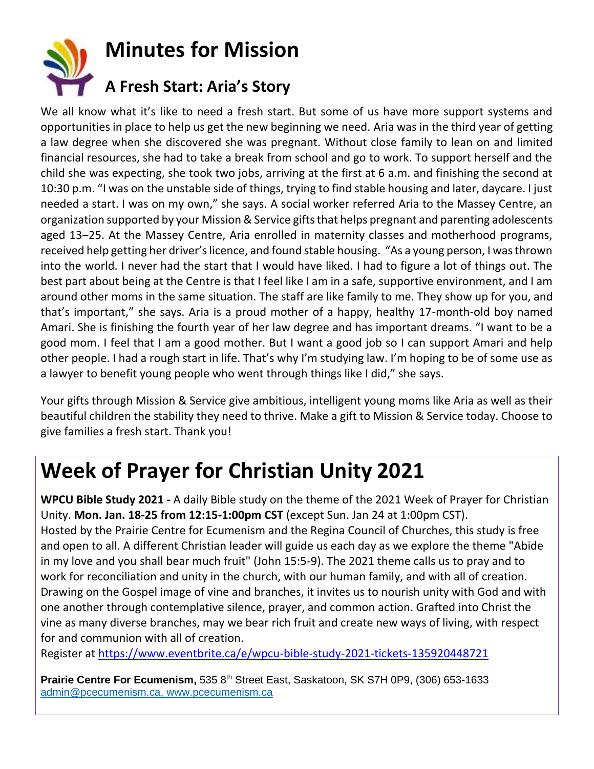# Minutes for Mission

## A Fresh Start: Aria's Story

We all know what it's like to need a fresh start. But some of us have more support systems and opportunities in place to help us get the new beginning we need. Aria was in the third year of getting a law degree when she discovered she was pregnant. Without close family to lean on and limited financial resources, she had to take a break from school and go to work. To support herself and the child she was expecting, she took two jobs, arriving at the first at 6 a.m. and finishing the second at 10:30 p.m. "I was on the unstable side of things, trying to find stable housing and later, daycare. I just needed a start. I was on my own," she says. A social worker referred Aria to the Massey Centre, an organization supported by your Mission & Service gifts that helps pregnant and parenting adolescents aged 13–25. At the Massey Centre, Aria enrolled in maternity classes and motherhood programs, received help getting her driver's licence, and found stable housing. "As a young person, I was thrown into the world. I never had the start that I would have liked. I had to figure a lot of things out. The best part about being at the Centre is that I feel like I am in a safe, supportive environment, and I am around other moms in the same situation. The staff are like family to me. They show up for you, and that's important," she says. Aria is a proud mother of a happy, healthy 17-month-old boy named Amari. She is finishing the fourth year of her law degree and has important dreams. "I want to be a good mom. I feel that I am a good mother. But I want a good job so I can support Amari and help other people. I had a rough start in life. That's why I'm studying law. I'm hoping to be of some use as a lawyer to benefit young people who went through things like I did," she says.

Your gifts through Mission & Service give ambitious, intelligent young moms like Aria as well as their beautiful children the stability they need to thrive. Make a gift to Mission & Service today. Choose to give families a fresh start. Thank you!

# Week of Prayer for Christian Unity 2021

**WPCU Bible Study 2021 -** A daily Bible study on the theme of the 2021 Week of Prayer for Christian Unity. **Mon. Jan. 18-25 from 12:15-1:00pm CST** (except Sun. Jan 24 at 1:00pm CST).
Hosted by the Prairie Centre for Ecumenism and the Regina Council of Churches, this study is free and open to all. A different Christian leader will guide us each day as we explore the theme "Abide in my love and you shall bear much fruit" (John 15:5-9). The 2021 theme calls us to pray and to work for reconciliation and unity in the church, with our human family, and with all of creation. Drawing on the Gospel image of vine and branches, it invites us to nourish unity with God and with one another through contemplative silence, prayer, and common action. Grafted into Christ the vine as many diverse branches, may we bear rich fruit and create new ways of living, with respect for and communion with all of creation.
Register at https://www.eventbrite.ca/e/wpcu-bible-study-2021-tickets-135920448721

**Prairie Centre For Ecumenism,** 535 8th Street East, Saskatoon, SK S7H 0P9, (306) 653-1633
admin@pcecumenism.ca, www.pcecumenism.ca